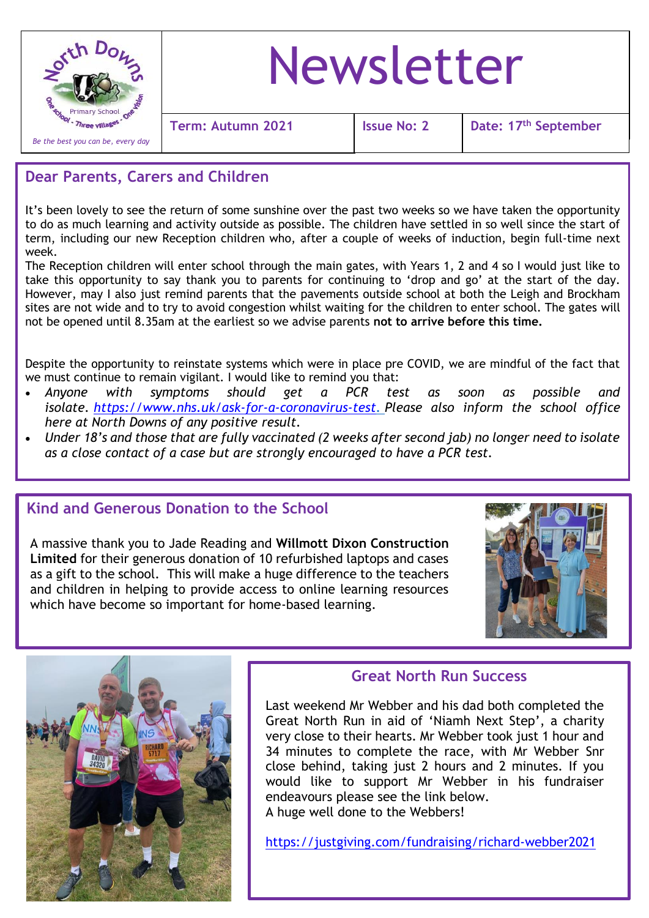North Downs Primary School

One school - Three villages - One vision

*Be the best you can be, every day*

# Newsletter

**Term: Autumn 2021** | **Issue No: 2** | **Date: 17th September**

## Dear Parents, Carers and Children

It's been lovely to see the return of some sunshine over the past two weeks so we have taken the opportunity to do as much learning and activity outside as possible. The children have settled in so well since the start of term, including our new Reception children who, after a couple of weeks of induction, begin full-time next week.

The Reception children will enter school through the main gates, with Years 1, 2 and 4 so I would just like to take this opportunity to say thank you to parents for continuing to 'drop and go' at the start of the day. However, may I also just remind parents that the pavements outside school at both the Leigh and Brockham sites are not wide and to try to avoid congestion whilst waiting for the children to enter school. The gates will not be opened until 8.35am at the earliest so we advise parents **not to arrive before this time.**

Despite the opportunity to reinstate systems which were in place pre COVID, we are mindful of the fact that we must continue to remain vigilant. I would like to remind you that:

- *Anyone with symptoms should get a PCR test as soon as possible and isolate. https://www.nhs.uk/ask-for-a-coronavirus-test. Please also inform the school office here at North Downs of any positive result.*
- *Under 18's and those that are fully vaccinated (2 weeks after second jab) no longer need to isolate as a close contact of a case but are strongly encouraged to have a PCR test.*

## Kind and Generous Donation to the School

A massive thank you to Jade Reading and **Willmott Dixon Construction Limited** for their generous donation of 10 refurbished laptops and cases as a gift to the school. This will make a huge difference to the teachers and children in helping to provide access to online learning resources which have become so important for home-based learning.

## Great North Run Success

Last weekend Mr Webber and his dad both completed the Great North Run in aid of 'Niamh Next Step', a charity very close to their hearts. Mr Webber took just 1 hour and 34 minutes to complete the race, with Mr Webber Snr close behind, taking just 2 hours and 2 minutes. If you would like to support Mr Webber in his fundraiser endeavours please see the link below.

A huge well done to the Webbers!

https://justgiving.com/fundraising/richard-webber2021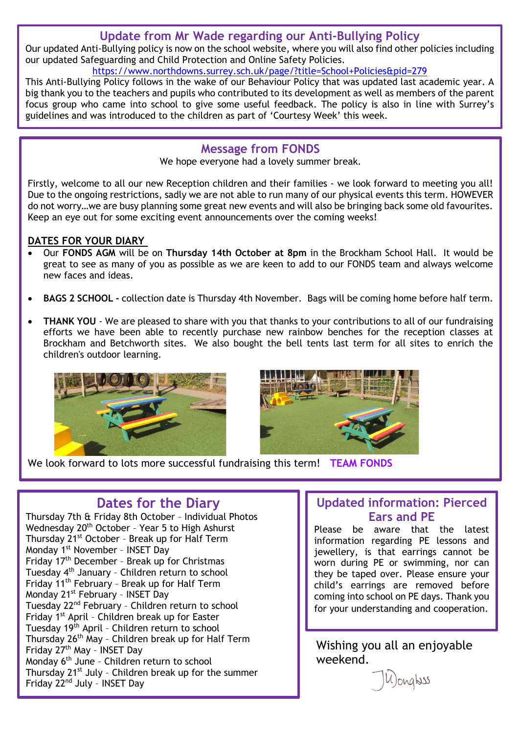## Update from Mr Wade regarding our Anti-Bullying Policy

Our updated Anti-Bullying policy is now on the school website, where you will also find other policies including our updated Safeguarding and Child Protection and Online Safety Policies.

https://www.northdowns.surrey.sch.uk/page/?title=School+Policies&pid=279

This Anti-Bullying Policy follows in the wake of our Behaviour Policy that was updated last academic year. A big thank you to the teachers and pupils who contributed to its development as well as members of the parent focus group who came into school to give some useful feedback. The policy is also in line with Surrey's guidelines and was introduced to the children as part of 'Courtesy Week' this week.

## Message from FONDS

We hope everyone had a lovely summer break.

Firstly, welcome to all our new Reception children and their families - we look forward to meeting you all! Due to the ongoing restrictions, sadly we are not able to run many of our physical events this term. HOWEVER do not worry…we are busy planning some great new events and will also be bringing back some old favourites. Keep an eye out for some exciting event announcements over the coming weeks!

**DATES FOR YOUR DIARY**

- Our **FONDS AGM** will be on **Thursday 14th October at 8pm** in the Brockham School Hall. It would be great to see as many of you as possible as we are keen to add to our FONDS team and always welcome new faces and ideas.
- **BAGS 2 SCHOOL -** collection date is Thursday 4th November. Bags will be coming home before half term.
- **THANK YOU** - We are pleased to share with you that thanks to your contributions to all of our fundraising efforts we have been able to recently purchase new rainbow benches for the reception classes at Brockham and Betchworth sites. We also bought the bell tents last term for all sites to enrich the children's outdoor learning.

We look forward to lots more successful fundraising this term! **TEAM FONDS**

## Dates for the Diary

Thursday 7th & Friday 8th October – Individual Photos
Wednesday 20th October – Year 5 to High Ashurst
Thursday 21st October – Break up for Half Term
Monday 1st November – INSET Day
Friday 17th December – Break up for Christmas
Tuesday 4th January – Children return to school
Friday 11th February – Break up for Half Term
Monday 21st February – INSET Day
Tuesday 22nd February – Children return to school
Friday 1st April – Children break up for Easter
Tuesday 19th April – Children return to school
Thursday 26th May – Children break up for Half Term
Friday 27th May – INSET Day
Monday 6th June – Children return to school
Thursday 21st July – Children break up for the summer
Friday 22nd July – INSET Day

## Updated information: Pierced Ears and PE

Please be aware that the latest information regarding PE lessons and jewellery, is that earrings cannot be worn during PE or swimming, nor can they be taped over. Please ensure your child's earrings are removed before coming into school on PE days. Thank you for your understanding and cooperation.

Wishing you all an enjoyable weekend.

JWDouglass